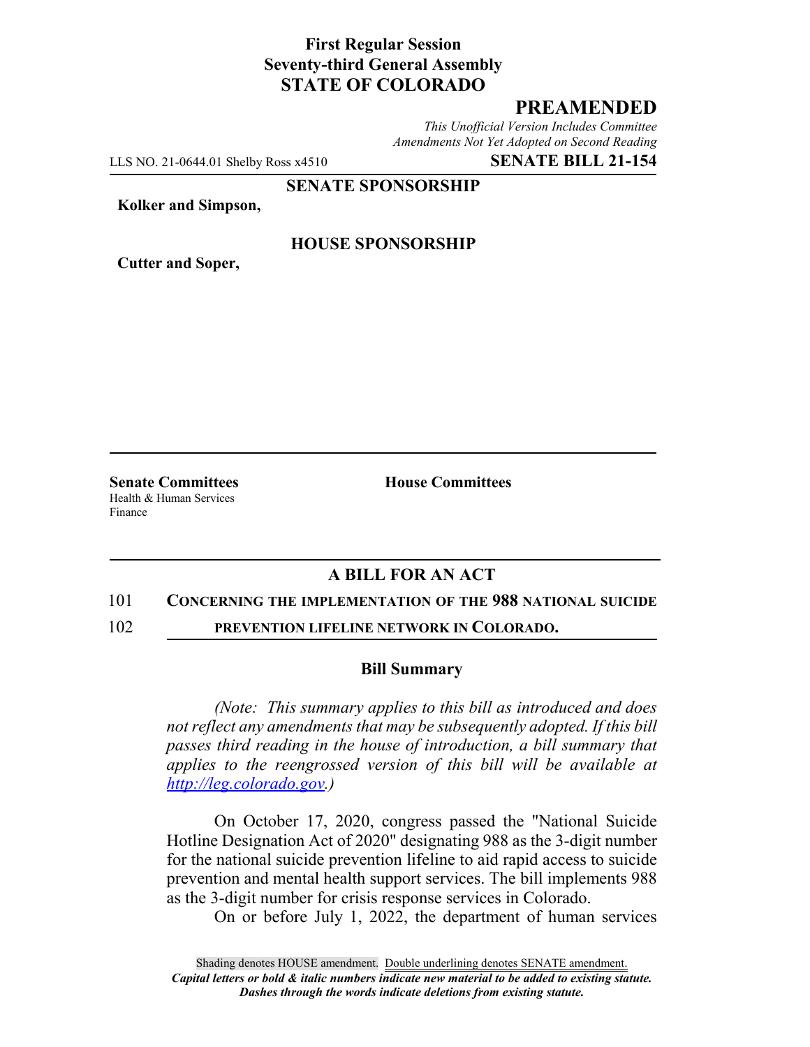**First Regular Session**
**Seventy-third General Assembly**
**STATE OF COLORADO**

## PREAMENDED

*This Unofficial Version Includes Committee Amendments Not Yet Adopted on Second Reading*

LLS NO. 21-0644.01 Shelby Ross x4510 **SENATE BILL 21-154**

**SENATE SPONSORSHIP**

**Kolker and Simpson,**

**HOUSE SPONSORSHIP**

**Cutter and Soper,**

**Senate Committees**
Health & Human Services
Finance

**House Committees**

### A BILL FOR AN ACT

101 **CONCERNING THE IMPLEMENTATION OF THE 988 NATIONAL SUICIDE**
102 **PREVENTION LIFELINE NETWORK IN COLORADO.**

### Bill Summary

*(Note: This summary applies to this bill as introduced and does not reflect any amendments that may be subsequently adopted. If this bill passes third reading in the house of introduction, a bill summary that applies to the reengrossed version of this bill will be available at http://leg.colorado.gov.)*

On October 17, 2020, congress passed the "National Suicide Hotline Designation Act of 2020" designating 988 as the 3-digit number for the national suicide prevention lifeline to aid rapid access to suicide prevention and mental health support services. The bill implements 988 as the 3-digit number for crisis response services in Colorado.

On or before July 1, 2022, the department of human services

Shading denotes HOUSE amendment. Double underlining denotes SENATE amendment.
***Capital letters or bold & italic numbers indicate new material to be added to existing statute.***
***Dashes through the words indicate deletions from existing statute.***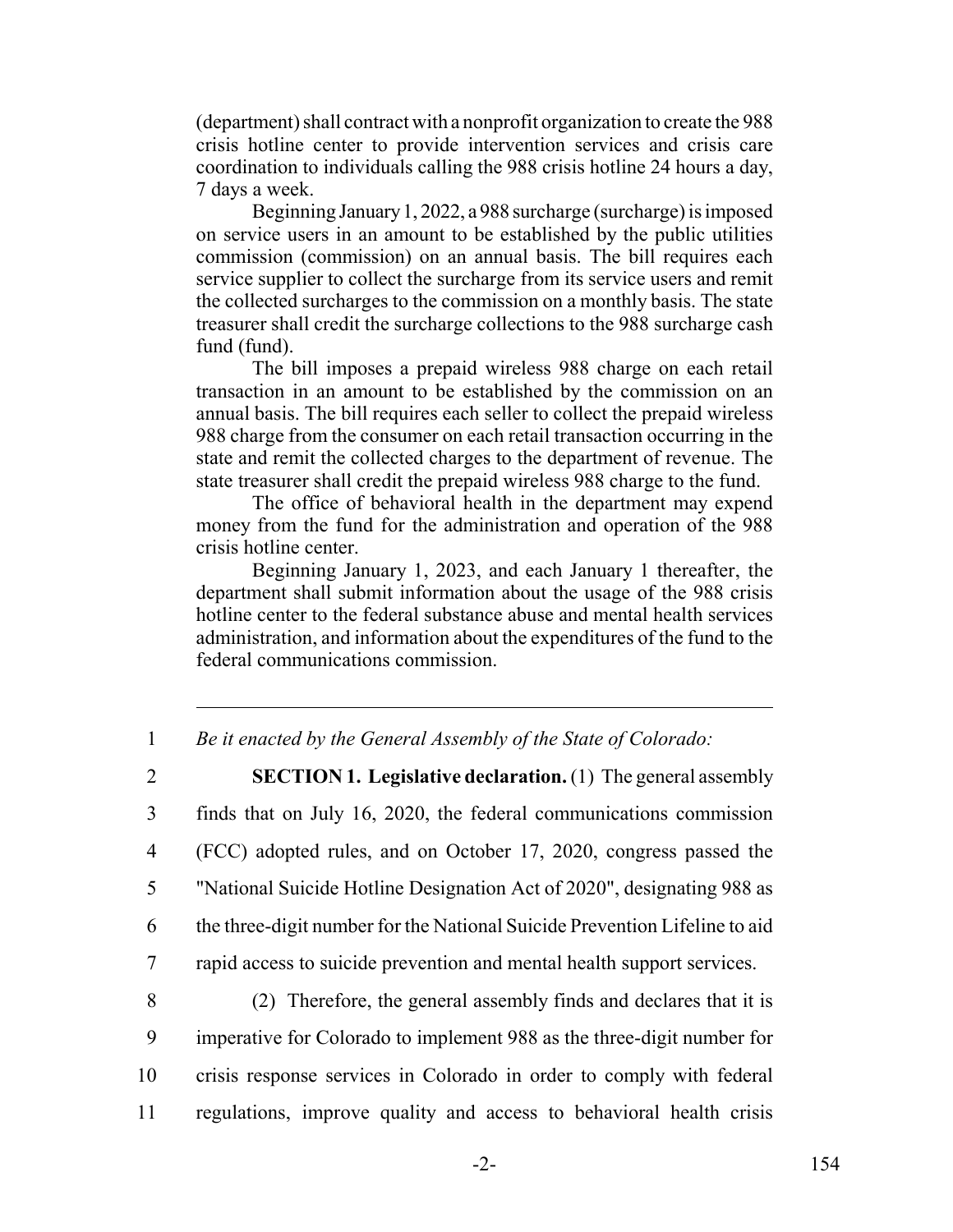(department) shall contract with a nonprofit organization to create the 988 crisis hotline center to provide intervention services and crisis care coordination to individuals calling the 988 crisis hotline 24 hours a day, 7 days a week.

Beginning January 1, 2022, a 988 surcharge (surcharge) is imposed on service users in an amount to be established by the public utilities commission (commission) on an annual basis. The bill requires each service supplier to collect the surcharge from its service users and remit the collected surcharges to the commission on a monthly basis. The state treasurer shall credit the surcharge collections to the 988 surcharge cash fund (fund).

The bill imposes a prepaid wireless 988 charge on each retail transaction in an amount to be established by the commission on an annual basis. The bill requires each seller to collect the prepaid wireless 988 charge from the consumer on each retail transaction occurring in the state and remit the collected charges to the department of revenue. The state treasurer shall credit the prepaid wireless 988 charge to the fund.

The office of behavioral health in the department may expend money from the fund for the administration and operation of the 988 crisis hotline center.

Beginning January 1, 2023, and each January 1 thereafter, the department shall submit information about the usage of the 988 crisis hotline center to the federal substance abuse and mental health services administration, and information about the expenditures of the fund to the federal communications commission.

---

1 *Be it enacted by the General Assembly of the State of Colorado:*

2 **SECTION 1. Legislative declaration.** (1) The general assembly
3 finds that on July 16, 2020, the federal communications commission
4 (FCC) adopted rules, and on October 17, 2020, congress passed the
5 "National Suicide Hotline Designation Act of 2020", designating 988 as
6 the three-digit number for the National Suicide Prevention Lifeline to aid
7 rapid access to suicide prevention and mental health support services.

8 (2) Therefore, the general assembly finds and declares that it is
9 imperative for Colorado to implement 988 as the three-digit number for
10 crisis response services in Colorado in order to comply with federal
11 regulations, improve quality and access to behavioral health crisis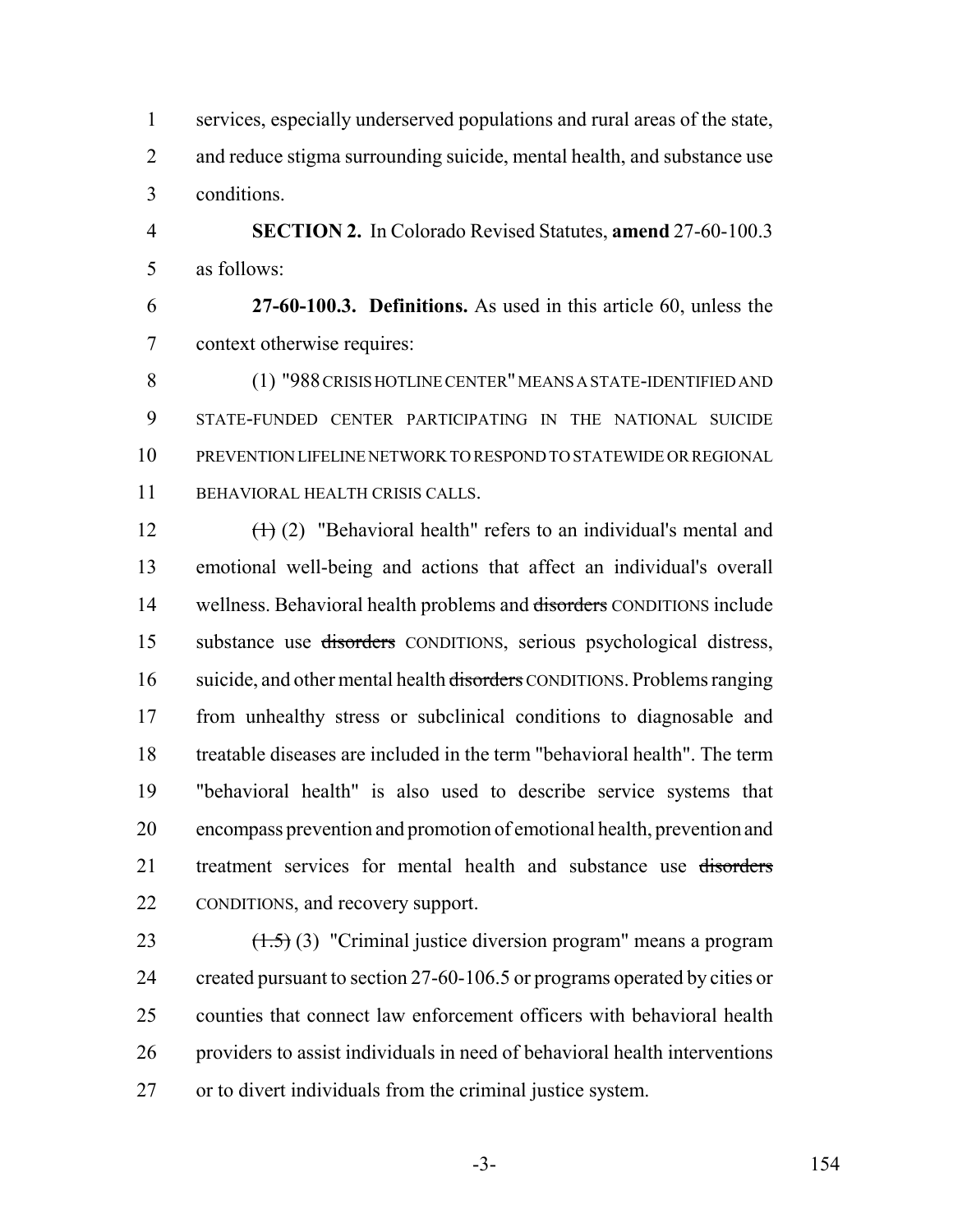services, especially underserved populations and rural areas of the state, and reduce stigma surrounding suicide, mental health, and substance use conditions.

**SECTION 2.** In Colorado Revised Statutes, **amend** 27-60-100.3 as follows:

**27-60-100.3. Definitions.** As used in this article 60, unless the context otherwise requires:

(1) "988 CRISIS HOTLINE CENTER" MEANS A STATE-IDENTIFIED AND STATE-FUNDED CENTER PARTICIPATING IN THE NATIONAL SUICIDE PREVENTION LIFELINE NETWORK TO RESPOND TO STATEWIDE OR REGIONAL BEHAVIORAL HEALTH CRISIS CALLS.

~~(1)~~ (2) "Behavioral health" refers to an individual's mental and emotional well-being and actions that affect an individual's overall wellness. Behavioral health problems and ~~disorders~~ CONDITIONS include substance use ~~disorders~~ CONDITIONS, serious psychological distress, suicide, and other mental health ~~disorders~~ CONDITIONS. Problems ranging from unhealthy stress or subclinical conditions to diagnosable and treatable diseases are included in the term "behavioral health". The term "behavioral health" is also used to describe service systems that encompass prevention and promotion of emotional health, prevention and treatment services for mental health and substance use ~~disorders~~ CONDITIONS, and recovery support.

~~(1.5)~~ (3) "Criminal justice diversion program" means a program created pursuant to section 27-60-106.5 or programs operated by cities or counties that connect law enforcement officers with behavioral health providers to assist individuals in need of behavioral health interventions or to divert individuals from the criminal justice system.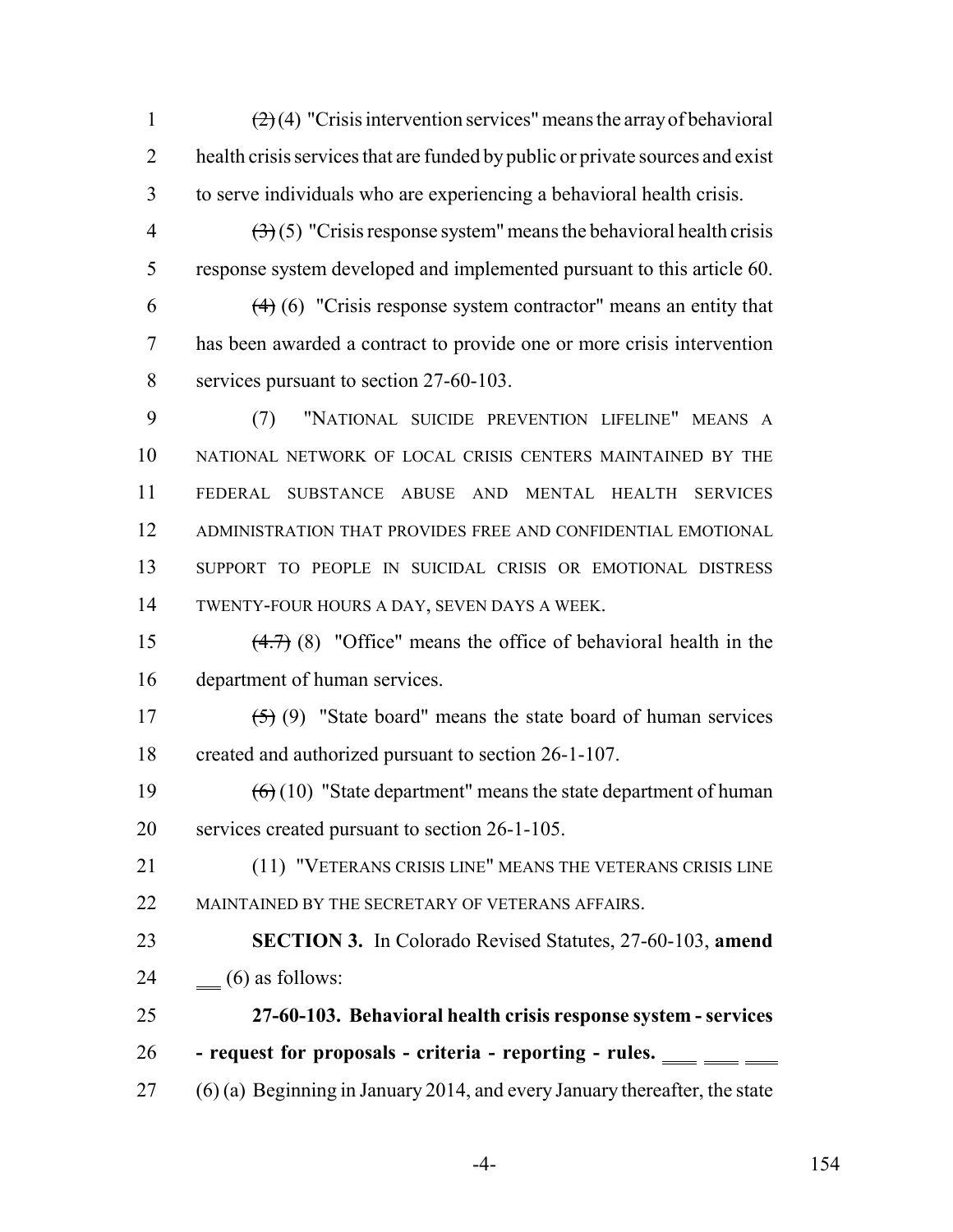~~(2)~~ (4) "Crisis intervention services" means the array of behavioral health crisis services that are funded by public or private sources and exist to serve individuals who are experiencing a behavioral health crisis.

~~(3)~~ (5) "Crisis response system" means the behavioral health crisis response system developed and implemented pursuant to this article 60.

~~(4)~~ (6) "Crisis response system contractor" means an entity that has been awarded a contract to provide one or more crisis intervention services pursuant to section 27-60-103.

(7) "NATIONAL SUICIDE PREVENTION LIFELINE" MEANS A NATIONAL NETWORK OF LOCAL CRISIS CENTERS MAINTAINED BY THE FEDERAL SUBSTANCE ABUSE AND MENTAL HEALTH SERVICES ADMINISTRATION THAT PROVIDES FREE AND CONFIDENTIAL EMOTIONAL SUPPORT TO PEOPLE IN SUICIDAL CRISIS OR EMOTIONAL DISTRESS TWENTY-FOUR HOURS A DAY, SEVEN DAYS A WEEK.

~~(4.7)~~ (8) "Office" means the office of behavioral health in the department of human services.

~~(5)~~ (9) "State board" means the state board of human services created and authorized pursuant to section 26-1-107.

~~(6)~~ (10) "State department" means the state department of human services created pursuant to section 26-1-105.

(11) "VETERANS CRISIS LINE" MEANS THE VETERANS CRISIS LINE MAINTAINED BY THE SECRETARY OF VETERANS AFFAIRS.

**SECTION 3.** In Colorado Revised Statutes, 27-60-103, **amend** (6) as follows:

**27-60-103. Behavioral health crisis response system - services - request for proposals - criteria - reporting - rules.**

(6) (a) Beginning in January 2014, and every January thereafter, the state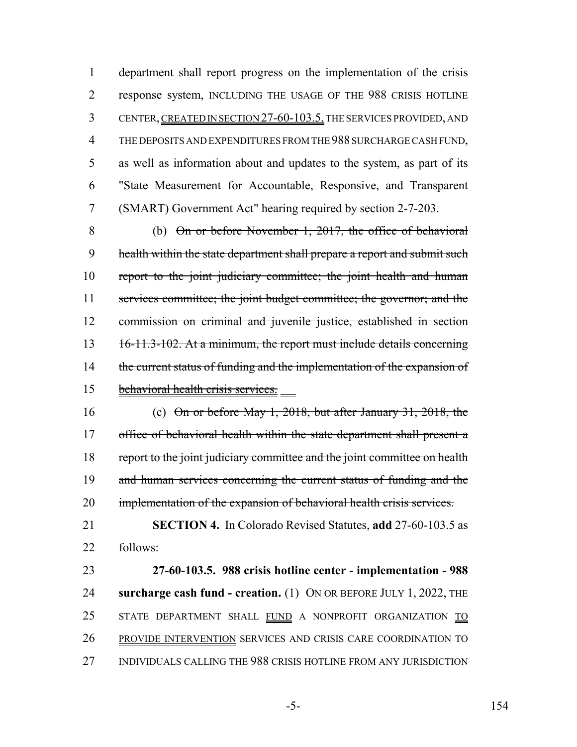department shall report progress on the implementation of the crisis response system, INCLUDING THE USAGE OF THE 988 CRISIS HOTLINE CENTER, CREATED IN SECTION 27-60-103.5, THE SERVICES PROVIDED, AND THE DEPOSITS AND EXPENDITURES FROM THE 988 SURCHARGE CASH FUND, as well as information about and updates to the system, as part of its "State Measurement for Accountable, Responsive, and Transparent (SMART) Government Act" hearing required by section 2-7-203.

(b) ~~On or before November 1, 2017, the office of behavioral health within the state department shall prepare a report and submit such report to the joint judiciary committee; the joint health and human services committee; the joint budget committee; the governor; and the commission on criminal and juvenile justice, established in section 16-11.3-102. At a minimum, the report must include details concerning the current status of funding and the implementation of the expansion of behavioral health crisis services.~~

(c) ~~On or before May 1, 2018, but after January 31, 2018, the office of behavioral health within the state department shall present a report to the joint judiciary committee and the joint committee on health and human services concerning the current status of funding and the implementation of the expansion of behavioral health crisis services.~~

**SECTION 4.** In Colorado Revised Statutes, **add** 27-60-103.5 as follows:

**27-60-103.5. 988 crisis hotline center - implementation - 988 surcharge cash fund - creation.** (1) ON OR BEFORE JULY 1, 2022, THE STATE DEPARTMENT SHALL FUND A NONPROFIT ORGANIZATION TO PROVIDE INTERVENTION SERVICES AND CRISIS CARE COORDINATION TO INDIVIDUALS CALLING THE 988 CRISIS HOTLINE FROM ANY JURISDICTION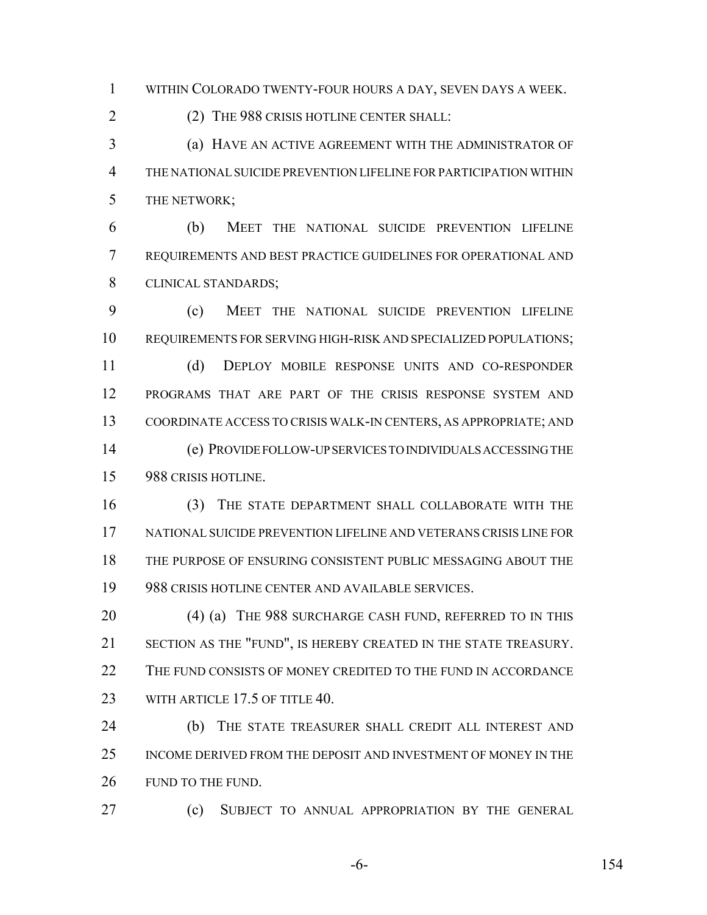WITHIN COLORADO TWENTY-FOUR HOURS A DAY, SEVEN DAYS A WEEK.

(2) THE 988 CRISIS HOTLINE CENTER SHALL:

(a) HAVE AN ACTIVE AGREEMENT WITH THE ADMINISTRATOR OF THE NATIONAL SUICIDE PREVENTION LIFELINE FOR PARTICIPATION WITHIN THE NETWORK;

(b) MEET THE NATIONAL SUICIDE PREVENTION LIFELINE REQUIREMENTS AND BEST PRACTICE GUIDELINES FOR OPERATIONAL AND CLINICAL STANDARDS;

(c) MEET THE NATIONAL SUICIDE PREVENTION LIFELINE REQUIREMENTS FOR SERVING HIGH-RISK AND SPECIALIZED POPULATIONS;

(d) DEPLOY MOBILE RESPONSE UNITS AND CO-RESPONDER PROGRAMS THAT ARE PART OF THE CRISIS RESPONSE SYSTEM AND COORDINATE ACCESS TO CRISIS WALK-IN CENTERS, AS APPROPRIATE; AND

(e) PROVIDE FOLLOW-UP SERVICES TO INDIVIDUALS ACCESSING THE 988 CRISIS HOTLINE.

(3) THE STATE DEPARTMENT SHALL COLLABORATE WITH THE NATIONAL SUICIDE PREVENTION LIFELINE AND VETERANS CRISIS LINE FOR THE PURPOSE OF ENSURING CONSISTENT PUBLIC MESSAGING ABOUT THE 988 CRISIS HOTLINE CENTER AND AVAILABLE SERVICES.

(4) (a) THE 988 SURCHARGE CASH FUND, REFERRED TO IN THIS SECTION AS THE "FUND", IS HEREBY CREATED IN THE STATE TREASURY. THE FUND CONSISTS OF MONEY CREDITED TO THE FUND IN ACCORDANCE WITH ARTICLE 17.5 OF TITLE 40.

(b) THE STATE TREASURER SHALL CREDIT ALL INTEREST AND INCOME DERIVED FROM THE DEPOSIT AND INVESTMENT OF MONEY IN THE FUND TO THE FUND.

(c) SUBJECT TO ANNUAL APPROPRIATION BY THE GENERAL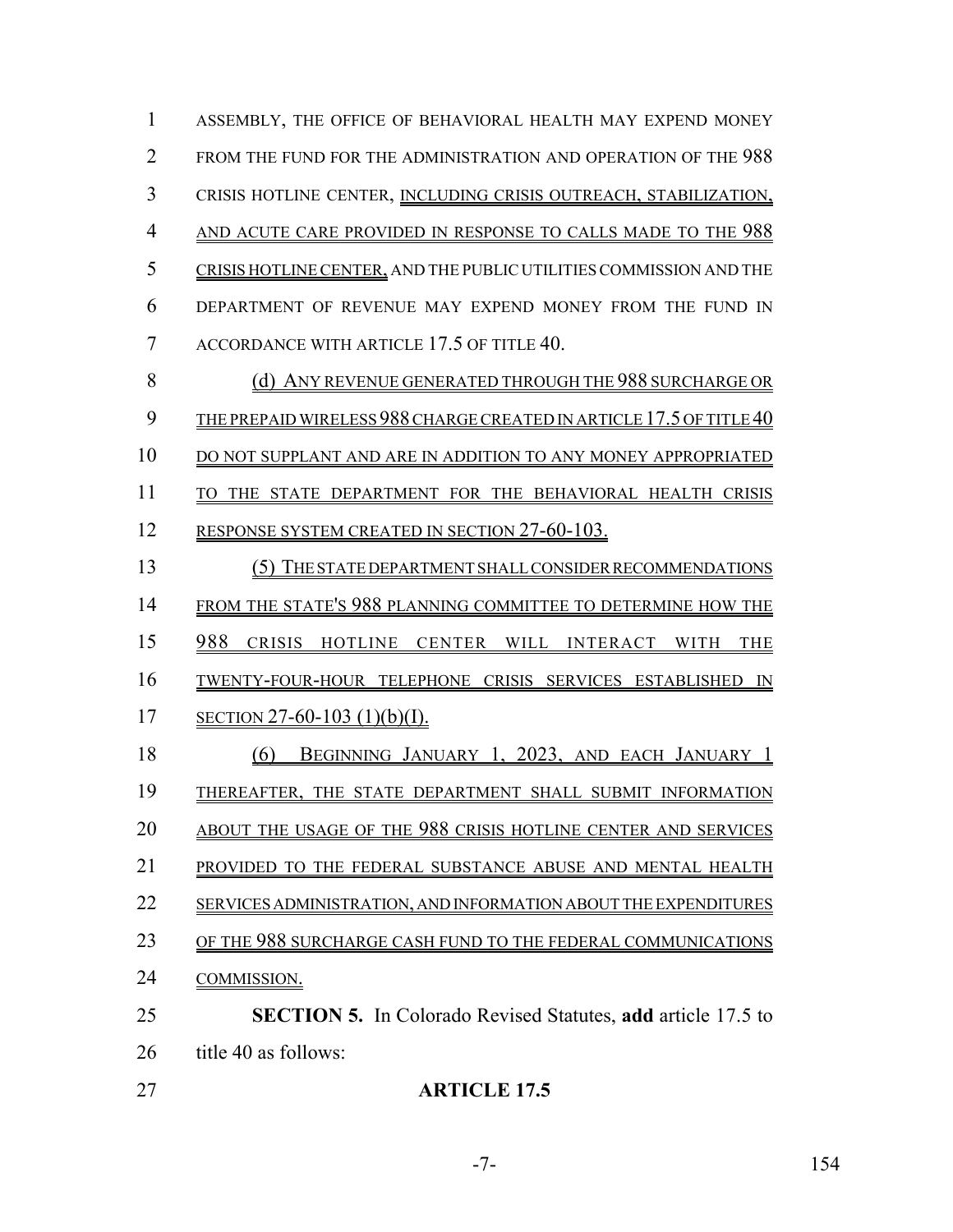ASSEMBLY, THE OFFICE OF BEHAVIORAL HEALTH MAY EXPEND MONEY FROM THE FUND FOR THE ADMINISTRATION AND OPERATION OF THE 988 CRISIS HOTLINE CENTER, INCLUDING CRISIS OUTREACH, STABILIZATION, AND ACUTE CARE PROVIDED IN RESPONSE TO CALLS MADE TO THE 988 CRISIS HOTLINE CENTER, AND THE PUBLIC UTILITIES COMMISSION AND THE DEPARTMENT OF REVENUE MAY EXPEND MONEY FROM THE FUND IN ACCORDANCE WITH ARTICLE 17.5 OF TITLE 40.

(d) ANY REVENUE GENERATED THROUGH THE 988 SURCHARGE OR THE PREPAID WIRELESS 988 CHARGE CREATED IN ARTICLE 17.5 OF TITLE 40 DO NOT SUPPLANT AND ARE IN ADDITION TO ANY MONEY APPROPRIATED TO THE STATE DEPARTMENT FOR THE BEHAVIORAL HEALTH CRISIS RESPONSE SYSTEM CREATED IN SECTION 27-60-103.

(5) THE STATE DEPARTMENT SHALL CONSIDER RECOMMENDATIONS FROM THE STATE'S 988 PLANNING COMMITTEE TO DETERMINE HOW THE 988 CRISIS HOTLINE CENTER WILL INTERACT WITH THE TWENTY-FOUR-HOUR TELEPHONE CRISIS SERVICES ESTABLISHED IN SECTION 27-60-103 (1)(b)(I).

(6) BEGINNING JANUARY 1, 2023, AND EACH JANUARY 1 THEREAFTER, THE STATE DEPARTMENT SHALL SUBMIT INFORMATION ABOUT THE USAGE OF THE 988 CRISIS HOTLINE CENTER AND SERVICES PROVIDED TO THE FEDERAL SUBSTANCE ABUSE AND MENTAL HEALTH SERVICES ADMINISTRATION, AND INFORMATION ABOUT THE EXPENDITURES OF THE 988 SURCHARGE CASH FUND TO THE FEDERAL COMMUNICATIONS COMMISSION.

**SECTION 5.** In Colorado Revised Statutes, **add** article 17.5 to title 40 as follows:

**ARTICLE 17.5**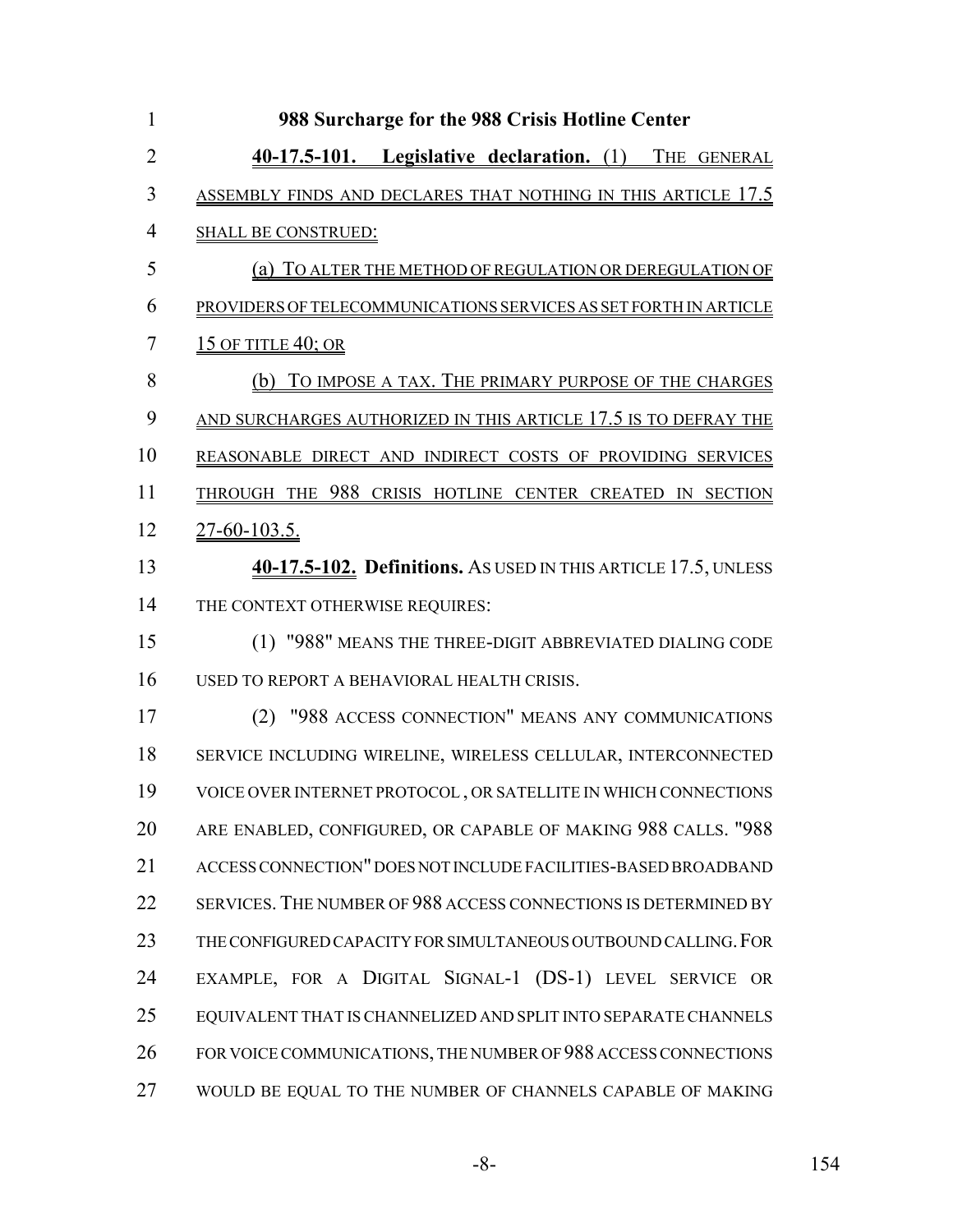**988 Surcharge for the 988 Crisis Hotline Center**

**40-17.5-101. Legislative declaration.** (1) THE GENERAL ASSEMBLY FINDS AND DECLARES THAT NOTHING IN THIS ARTICLE 17.5 SHALL BE CONSTRUED:

(a) TO ALTER THE METHOD OF REGULATION OR DEREGULATION OF PROVIDERS OF TELECOMMUNICATIONS SERVICES AS SET FORTH IN ARTICLE 15 OF TITLE 40; OR

(b) TO IMPOSE A TAX. THE PRIMARY PURPOSE OF THE CHARGES AND SURCHARGES AUTHORIZED IN THIS ARTICLE 17.5 IS TO DEFRAY THE REASONABLE DIRECT AND INDIRECT COSTS OF PROVIDING SERVICES THROUGH THE 988 CRISIS HOTLINE CENTER CREATED IN SECTION 27-60-103.5.

**40-17.5-102. Definitions.** AS USED IN THIS ARTICLE 17.5, UNLESS THE CONTEXT OTHERWISE REQUIRES:

(1) "988" MEANS THE THREE-DIGIT ABBREVIATED DIALING CODE USED TO REPORT A BEHAVIORAL HEALTH CRISIS.

(2) "988 ACCESS CONNECTION" MEANS ANY COMMUNICATIONS SERVICE INCLUDING WIRELINE, WIRELESS CELLULAR, INTERCONNECTED VOICE OVER INTERNET PROTOCOL , OR SATELLITE IN WHICH CONNECTIONS ARE ENABLED, CONFIGURED, OR CAPABLE OF MAKING 988 CALLS. "988 ACCESS CONNECTION" DOES NOT INCLUDE FACILITIES-BASED BROADBAND SERVICES. THE NUMBER OF 988 ACCESS CONNECTIONS IS DETERMINED BY THE CONFIGURED CAPACITY FOR SIMULTANEOUS OUTBOUND CALLING. FOR EXAMPLE, FOR A DIGITAL SIGNAL-1 (DS-1) LEVEL SERVICE OR EQUIVALENT THAT IS CHANNELIZED AND SPLIT INTO SEPARATE CHANNELS FOR VOICE COMMUNICATIONS, THE NUMBER OF 988 ACCESS CONNECTIONS WOULD BE EQUAL TO THE NUMBER OF CHANNELS CAPABLE OF MAKING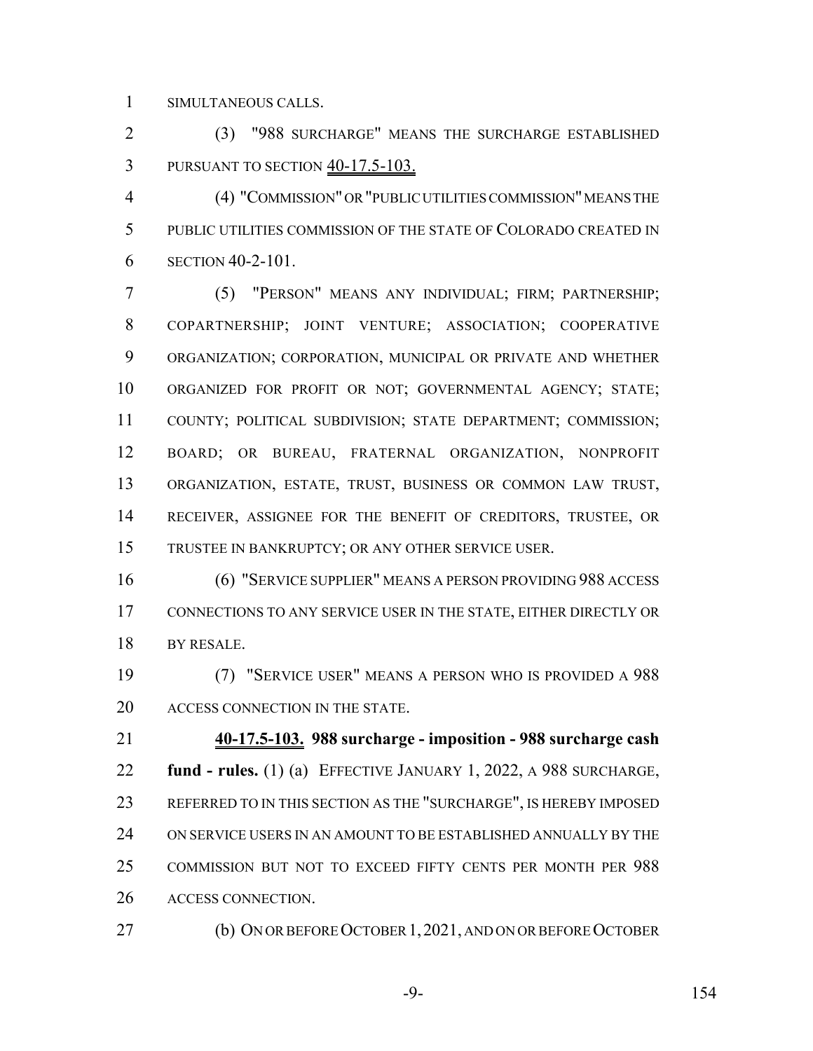SIMULTANEOUS CALLS.

(3) "988 SURCHARGE" MEANS THE SURCHARGE ESTABLISHED PURSUANT TO SECTION 40-17.5-103.

(4) "COMMISSION" OR "PUBLIC UTILITIES COMMISSION" MEANS THE PUBLIC UTILITIES COMMISSION OF THE STATE OF COLORADO CREATED IN SECTION 40-2-101.

(5) "PERSON" MEANS ANY INDIVIDUAL; FIRM; PARTNERSHIP; COPARTNERSHIP; JOINT VENTURE; ASSOCIATION; COOPERATIVE ORGANIZATION; CORPORATION, MUNICIPAL OR PRIVATE AND WHETHER ORGANIZED FOR PROFIT OR NOT; GOVERNMENTAL AGENCY; STATE; COUNTY; POLITICAL SUBDIVISION; STATE DEPARTMENT; COMMISSION; BOARD; OR BUREAU, FRATERNAL ORGANIZATION, NONPROFIT ORGANIZATION, ESTATE, TRUST, BUSINESS OR COMMON LAW TRUST, RECEIVER, ASSIGNEE FOR THE BENEFIT OF CREDITORS, TRUSTEE, OR TRUSTEE IN BANKRUPTCY; OR ANY OTHER SERVICE USER.

(6) "SERVICE SUPPLIER" MEANS A PERSON PROVIDING 988 ACCESS CONNECTIONS TO ANY SERVICE USER IN THE STATE, EITHER DIRECTLY OR BY RESALE.

(7) "SERVICE USER" MEANS A PERSON WHO IS PROVIDED A 988 ACCESS CONNECTION IN THE STATE.

**40-17.5-103. 988 surcharge - imposition - 988 surcharge cash fund - rules.** (1) (a) EFFECTIVE JANUARY 1, 2022, A 988 SURCHARGE, REFERRED TO IN THIS SECTION AS THE "SURCHARGE", IS HEREBY IMPOSED ON SERVICE USERS IN AN AMOUNT TO BE ESTABLISHED ANNUALLY BY THE COMMISSION BUT NOT TO EXCEED FIFTY CENTS PER MONTH PER 988 ACCESS CONNECTION.

(b) ON OR BEFORE OCTOBER 1, 2021, AND ON OR BEFORE OCTOBER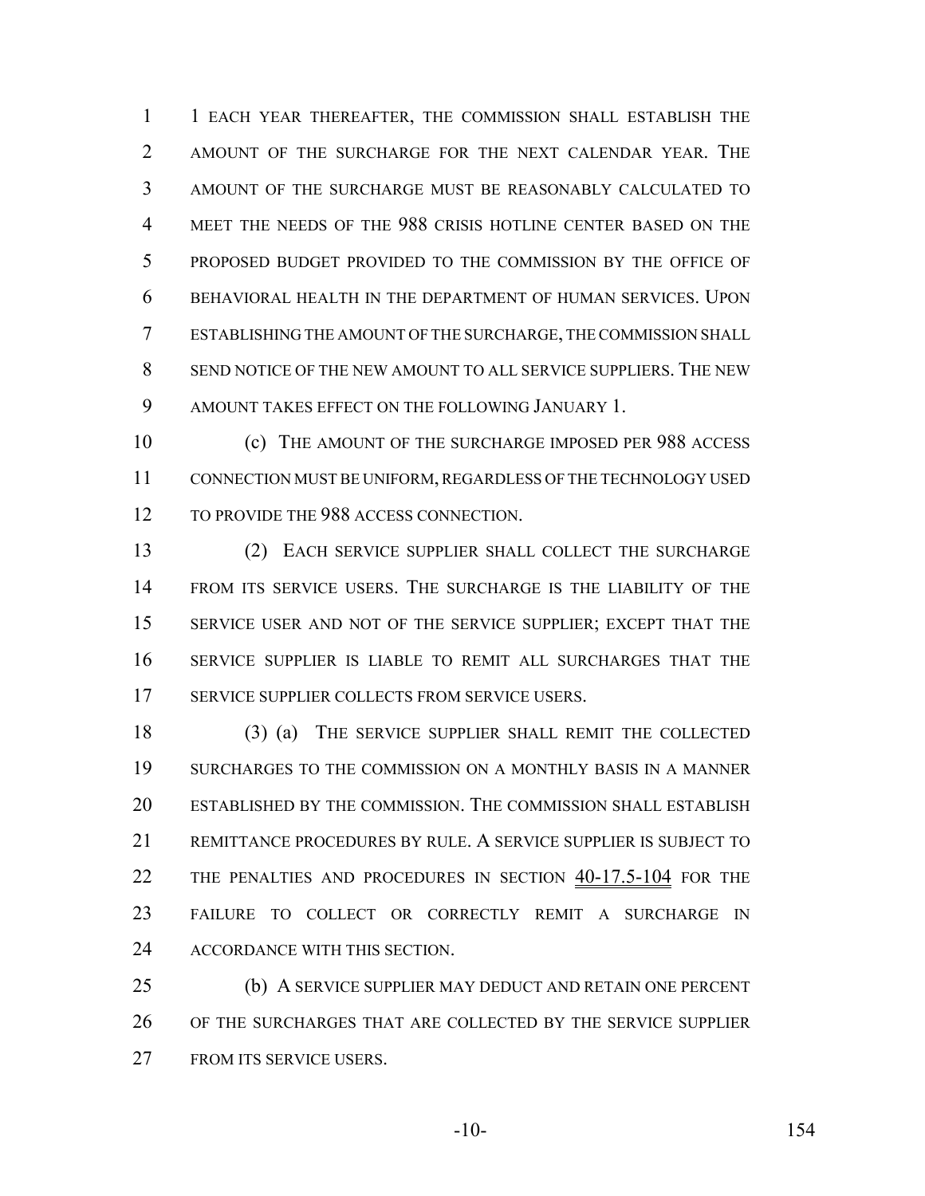1 EACH YEAR THEREAFTER, THE COMMISSION SHALL ESTABLISH THE AMOUNT OF THE SURCHARGE FOR THE NEXT CALENDAR YEAR. THE AMOUNT OF THE SURCHARGE MUST BE REASONABLY CALCULATED TO MEET THE NEEDS OF THE 988 CRISIS HOTLINE CENTER BASED ON THE PROPOSED BUDGET PROVIDED TO THE COMMISSION BY THE OFFICE OF BEHAVIORAL HEALTH IN THE DEPARTMENT OF HUMAN SERVICES. UPON ESTABLISHING THE AMOUNT OF THE SURCHARGE, THE COMMISSION SHALL SEND NOTICE OF THE NEW AMOUNT TO ALL SERVICE SUPPLIERS. THE NEW AMOUNT TAKES EFFECT ON THE FOLLOWING JANUARY 1.

(c) THE AMOUNT OF THE SURCHARGE IMPOSED PER 988 ACCESS CONNECTION MUST BE UNIFORM, REGARDLESS OF THE TECHNOLOGY USED TO PROVIDE THE 988 ACCESS CONNECTION.

(2) EACH SERVICE SUPPLIER SHALL COLLECT THE SURCHARGE FROM ITS SERVICE USERS. THE SURCHARGE IS THE LIABILITY OF THE SERVICE USER AND NOT OF THE SERVICE SUPPLIER; EXCEPT THAT THE SERVICE SUPPLIER IS LIABLE TO REMIT ALL SURCHARGES THAT THE SERVICE SUPPLIER COLLECTS FROM SERVICE USERS.

(3) (a) THE SERVICE SUPPLIER SHALL REMIT THE COLLECTED SURCHARGES TO THE COMMISSION ON A MONTHLY BASIS IN A MANNER ESTABLISHED BY THE COMMISSION. THE COMMISSION SHALL ESTABLISH REMITTANCE PROCEDURES BY RULE. A SERVICE SUPPLIER IS SUBJECT TO THE PENALTIES AND PROCEDURES IN SECTION 40-17.5-104 FOR THE FAILURE TO COLLECT OR CORRECTLY REMIT A SURCHARGE IN ACCORDANCE WITH THIS SECTION.

(b) A SERVICE SUPPLIER MAY DEDUCT AND RETAIN ONE PERCENT OF THE SURCHARGES THAT ARE COLLECTED BY THE SERVICE SUPPLIER FROM ITS SERVICE USERS.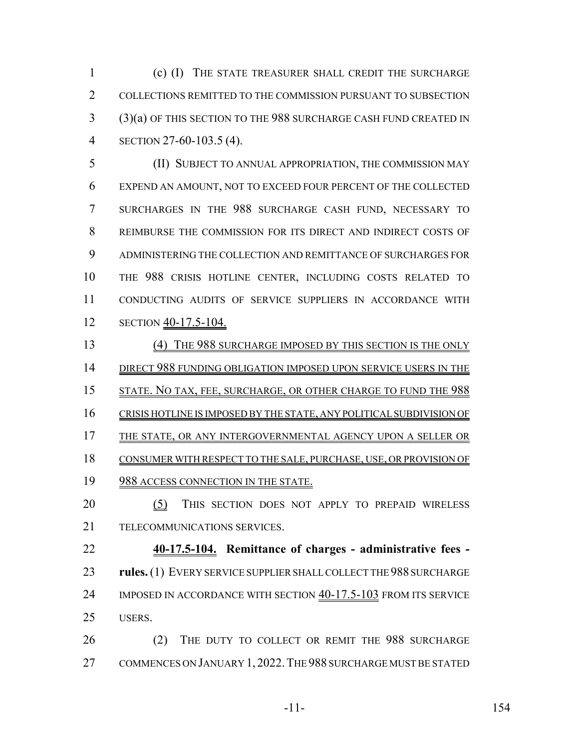(c) (I) THE STATE TREASURER SHALL CREDIT THE SURCHARGE COLLECTIONS REMITTED TO THE COMMISSION PURSUANT TO SUBSECTION (3)(a) OF THIS SECTION TO THE 988 SURCHARGE CASH FUND CREATED IN SECTION 27-60-103.5 (4).

(II) SUBJECT TO ANNUAL APPROPRIATION, THE COMMISSION MAY EXPEND AN AMOUNT, NOT TO EXCEED FOUR PERCENT OF THE COLLECTED SURCHARGES IN THE 988 SURCHARGE CASH FUND, NECESSARY TO REIMBURSE THE COMMISSION FOR ITS DIRECT AND INDIRECT COSTS OF ADMINISTERING THE COLLECTION AND REMITTANCE OF SURCHARGES FOR THE 988 CRISIS HOTLINE CENTER, INCLUDING COSTS RELATED TO CONDUCTING AUDITS OF SERVICE SUPPLIERS IN ACCORDANCE WITH SECTION 40-17.5-104.

(4) THE 988 SURCHARGE IMPOSED BY THIS SECTION IS THE ONLY DIRECT 988 FUNDING OBLIGATION IMPOSED UPON SERVICE USERS IN THE STATE. NO TAX, FEE, SURCHARGE, OR OTHER CHARGE TO FUND THE 988 CRISIS HOTLINE IS IMPOSED BY THE STATE, ANY POLITICAL SUBDIVISION OF THE STATE, OR ANY INTERGOVERNMENTAL AGENCY UPON A SELLER OR CONSUMER WITH RESPECT TO THE SALE, PURCHASE, USE, OR PROVISION OF 988 ACCESS CONNECTION IN THE STATE.

(5) THIS SECTION DOES NOT APPLY TO PREPAID WIRELESS TELECOMMUNICATIONS SERVICES.

**40-17.5-104. Remittance of charges - administrative fees - rules.** (1) EVERY SERVICE SUPPLIER SHALL COLLECT THE 988 SURCHARGE IMPOSED IN ACCORDANCE WITH SECTION 40-17.5-103 FROM ITS SERVICE USERS.

(2) THE DUTY TO COLLECT OR REMIT THE 988 SURCHARGE COMMENCES ON JANUARY 1, 2022. THE 988 SURCHARGE MUST BE STATED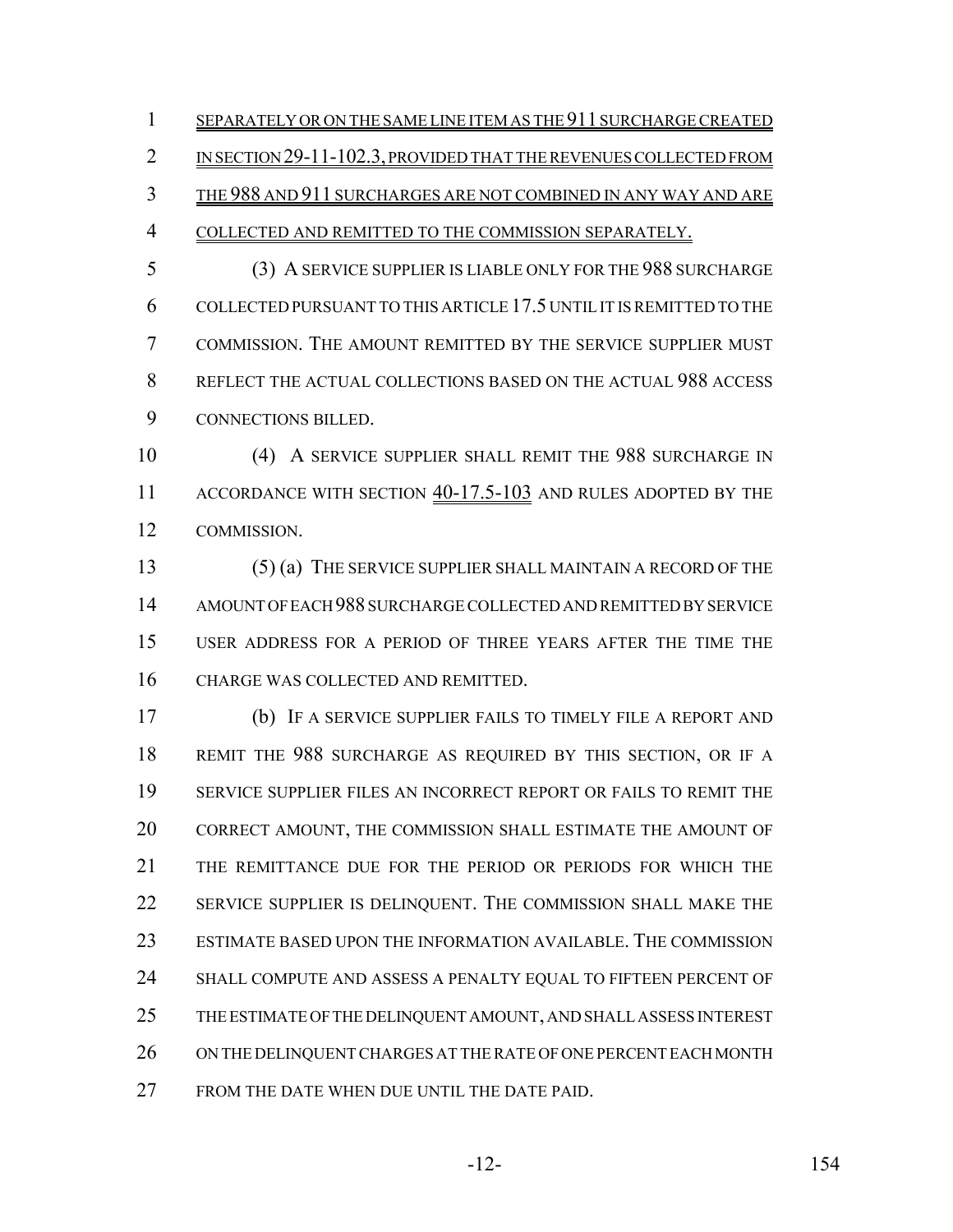SEPARATELY OR ON THE SAME LINE ITEM AS THE 911 SURCHARGE CREATED IN SECTION 29-11-102.3, PROVIDED THAT THE REVENUES COLLECTED FROM THE 988 AND 911 SURCHARGES ARE NOT COMBINED IN ANY WAY AND ARE COLLECTED AND REMITTED TO THE COMMISSION SEPARATELY.

(3) A SERVICE SUPPLIER IS LIABLE ONLY FOR THE 988 SURCHARGE COLLECTED PURSUANT TO THIS ARTICLE 17.5 UNTIL IT IS REMITTED TO THE COMMISSION. THE AMOUNT REMITTED BY THE SERVICE SUPPLIER MUST REFLECT THE ACTUAL COLLECTIONS BASED ON THE ACTUAL 988 ACCESS CONNECTIONS BILLED.

(4) A SERVICE SUPPLIER SHALL REMIT THE 988 SURCHARGE IN ACCORDANCE WITH SECTION 40-17.5-103 AND RULES ADOPTED BY THE COMMISSION.

(5) (a) THE SERVICE SUPPLIER SHALL MAINTAIN A RECORD OF THE AMOUNT OF EACH 988 SURCHARGE COLLECTED AND REMITTED BY SERVICE USER ADDRESS FOR A PERIOD OF THREE YEARS AFTER THE TIME THE CHARGE WAS COLLECTED AND REMITTED.

(b) IF A SERVICE SUPPLIER FAILS TO TIMELY FILE A REPORT AND REMIT THE 988 SURCHARGE AS REQUIRED BY THIS SECTION, OR IF A SERVICE SUPPLIER FILES AN INCORRECT REPORT OR FAILS TO REMIT THE CORRECT AMOUNT, THE COMMISSION SHALL ESTIMATE THE AMOUNT OF THE REMITTANCE DUE FOR THE PERIOD OR PERIODS FOR WHICH THE SERVICE SUPPLIER IS DELINQUENT. THE COMMISSION SHALL MAKE THE ESTIMATE BASED UPON THE INFORMATION AVAILABLE. THE COMMISSION SHALL COMPUTE AND ASSESS A PENALTY EQUAL TO FIFTEEN PERCENT OF THE ESTIMATE OF THE DELINQUENT AMOUNT, AND SHALL ASSESS INTEREST ON THE DELINQUENT CHARGES AT THE RATE OF ONE PERCENT EACH MONTH FROM THE DATE WHEN DUE UNTIL THE DATE PAID.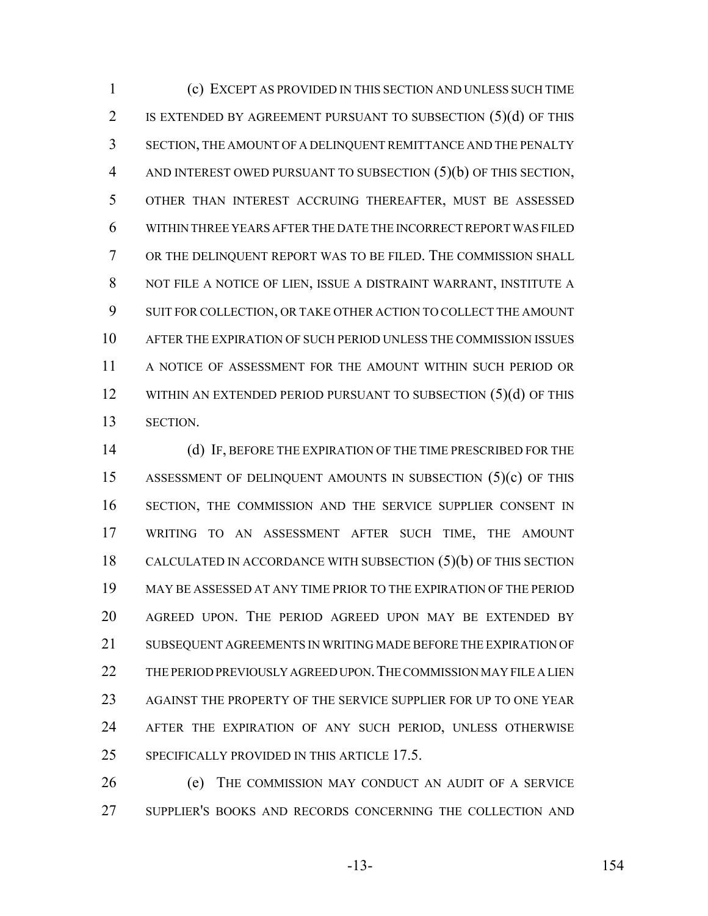(c) EXCEPT AS PROVIDED IN THIS SECTION AND UNLESS SUCH TIME IS EXTENDED BY AGREEMENT PURSUANT TO SUBSECTION (5)(d) OF THIS SECTION, THE AMOUNT OF A DELINQUENT REMITTANCE AND THE PENALTY AND INTEREST OWED PURSUANT TO SUBSECTION (5)(b) OF THIS SECTION, OTHER THAN INTEREST ACCRUING THEREAFTER, MUST BE ASSESSED WITHIN THREE YEARS AFTER THE DATE THE INCORRECT REPORT WAS FILED OR THE DELINQUENT REPORT WAS TO BE FILED. THE COMMISSION SHALL NOT FILE A NOTICE OF LIEN, ISSUE A DISTRAINT WARRANT, INSTITUTE A SUIT FOR COLLECTION, OR TAKE OTHER ACTION TO COLLECT THE AMOUNT AFTER THE EXPIRATION OF SUCH PERIOD UNLESS THE COMMISSION ISSUES A NOTICE OF ASSESSMENT FOR THE AMOUNT WITHIN SUCH PERIOD OR WITHIN AN EXTENDED PERIOD PURSUANT TO SUBSECTION (5)(d) OF THIS SECTION.

(d) IF, BEFORE THE EXPIRATION OF THE TIME PRESCRIBED FOR THE ASSESSMENT OF DELINQUENT AMOUNTS IN SUBSECTION (5)(c) OF THIS SECTION, THE COMMISSION AND THE SERVICE SUPPLIER CONSENT IN WRITING TO AN ASSESSMENT AFTER SUCH TIME, THE AMOUNT CALCULATED IN ACCORDANCE WITH SUBSECTION (5)(b) OF THIS SECTION MAY BE ASSESSED AT ANY TIME PRIOR TO THE EXPIRATION OF THE PERIOD AGREED UPON. THE PERIOD AGREED UPON MAY BE EXTENDED BY SUBSEQUENT AGREEMENTS IN WRITING MADE BEFORE THE EXPIRATION OF THE PERIOD PREVIOUSLY AGREED UPON. THE COMMISSION MAY FILE A LIEN AGAINST THE PROPERTY OF THE SERVICE SUPPLIER FOR UP TO ONE YEAR AFTER THE EXPIRATION OF ANY SUCH PERIOD, UNLESS OTHERWISE SPECIFICALLY PROVIDED IN THIS ARTICLE 17.5.

(e) THE COMMISSION MAY CONDUCT AN AUDIT OF A SERVICE SUPPLIER'S BOOKS AND RECORDS CONCERNING THE COLLECTION AND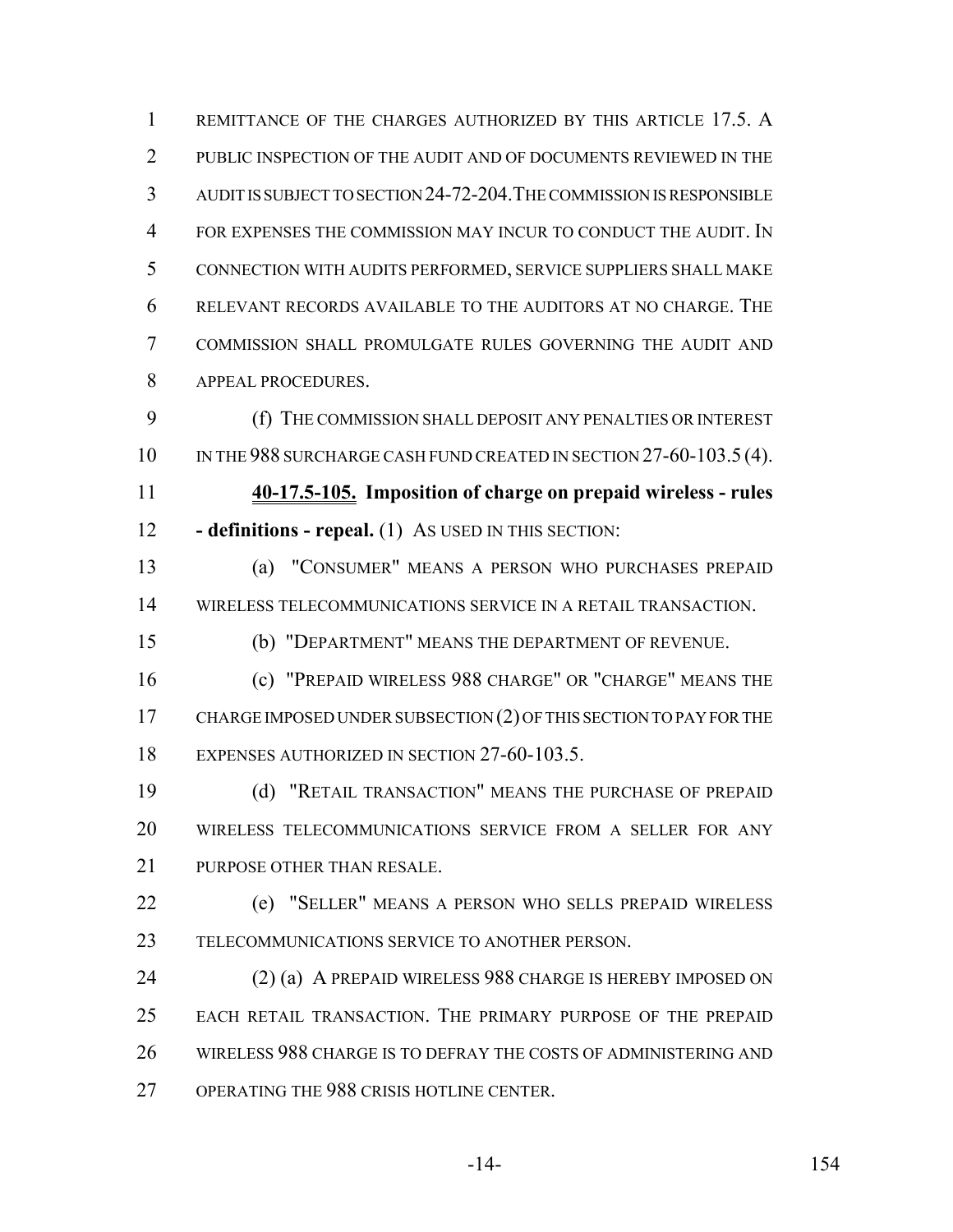REMITTANCE OF THE CHARGES AUTHORIZED BY THIS ARTICLE 17.5. A PUBLIC INSPECTION OF THE AUDIT AND OF DOCUMENTS REVIEWED IN THE AUDIT IS SUBJECT TO SECTION 24-72-204. THE COMMISSION IS RESPONSIBLE FOR EXPENSES THE COMMISSION MAY INCUR TO CONDUCT THE AUDIT. IN CONNECTION WITH AUDITS PERFORMED, SERVICE SUPPLIERS SHALL MAKE RELEVANT RECORDS AVAILABLE TO THE AUDITORS AT NO CHARGE. THE COMMISSION SHALL PROMULGATE RULES GOVERNING THE AUDIT AND APPEAL PROCEDURES.

(f) THE COMMISSION SHALL DEPOSIT ANY PENALTIES OR INTEREST IN THE 988 SURCHARGE CASH FUND CREATED IN SECTION 27-60-103.5 (4).

**40-17.5-105. Imposition of charge on prepaid wireless - rules - definitions - repeal.** (1) AS USED IN THIS SECTION:

(a) "CONSUMER" MEANS A PERSON WHO PURCHASES PREPAID WIRELESS TELECOMMUNICATIONS SERVICE IN A RETAIL TRANSACTION.

(b) "DEPARTMENT" MEANS THE DEPARTMENT OF REVENUE.

(c) "PREPAID WIRELESS 988 CHARGE" OR "CHARGE" MEANS THE CHARGE IMPOSED UNDER SUBSECTION (2) OF THIS SECTION TO PAY FOR THE EXPENSES AUTHORIZED IN SECTION 27-60-103.5.

(d) "RETAIL TRANSACTION" MEANS THE PURCHASE OF PREPAID WIRELESS TELECOMMUNICATIONS SERVICE FROM A SELLER FOR ANY PURPOSE OTHER THAN RESALE.

(e) "SELLER" MEANS A PERSON WHO SELLS PREPAID WIRELESS TELECOMMUNICATIONS SERVICE TO ANOTHER PERSON.

(2) (a) A PREPAID WIRELESS 988 CHARGE IS HEREBY IMPOSED ON EACH RETAIL TRANSACTION. THE PRIMARY PURPOSE OF THE PREPAID WIRELESS 988 CHARGE IS TO DEFRAY THE COSTS OF ADMINISTERING AND OPERATING THE 988 CRISIS HOTLINE CENTER.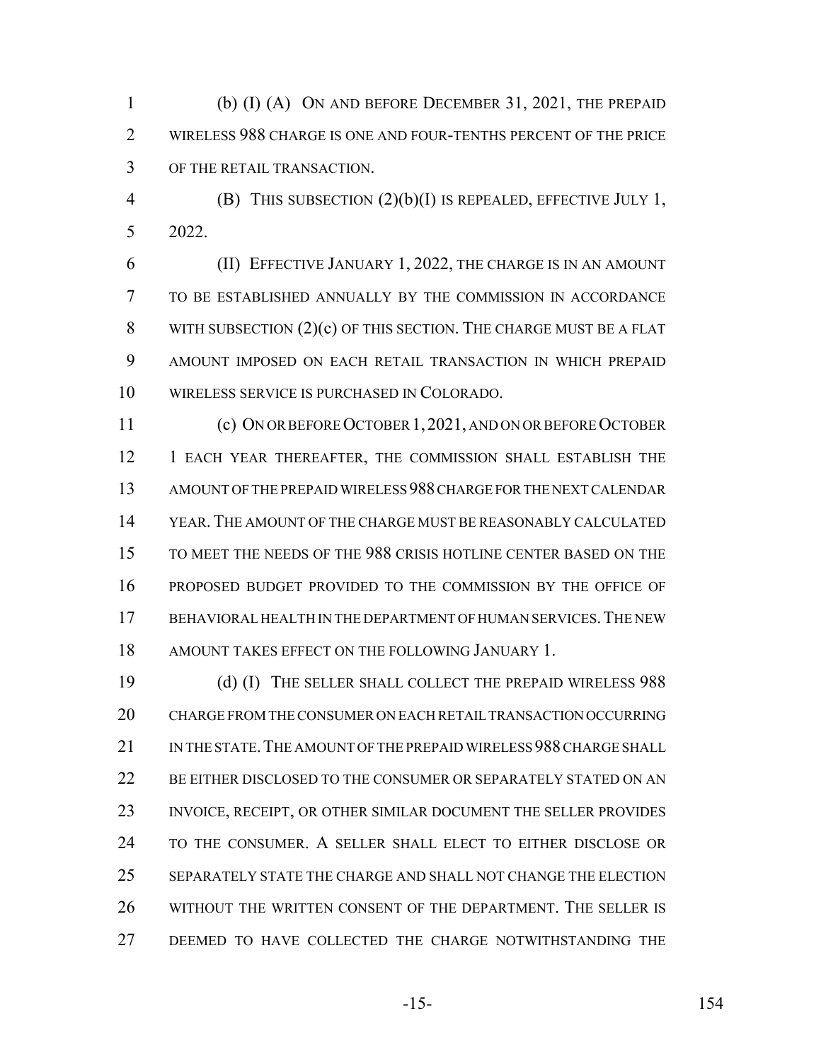(b) (I) (A) ON AND BEFORE DECEMBER 31, 2021, THE PREPAID WIRELESS 988 CHARGE IS ONE AND FOUR-TENTHS PERCENT OF THE PRICE OF THE RETAIL TRANSACTION.

(B) THIS SUBSECTION (2)(b)(I) IS REPEALED, EFFECTIVE JULY 1, 2022.

(II) EFFECTIVE JANUARY 1, 2022, THE CHARGE IS IN AN AMOUNT TO BE ESTABLISHED ANNUALLY BY THE COMMISSION IN ACCORDANCE WITH SUBSECTION (2)(c) OF THIS SECTION. THE CHARGE MUST BE A FLAT AMOUNT IMPOSED ON EACH RETAIL TRANSACTION IN WHICH PREPAID WIRELESS SERVICE IS PURCHASED IN COLORADO.

(c) ON OR BEFORE OCTOBER 1, 2021, AND ON OR BEFORE OCTOBER 1 EACH YEAR THEREAFTER, THE COMMISSION SHALL ESTABLISH THE AMOUNT OF THE PREPAID WIRELESS 988 CHARGE FOR THE NEXT CALENDAR YEAR. THE AMOUNT OF THE CHARGE MUST BE REASONABLY CALCULATED TO MEET THE NEEDS OF THE 988 CRISIS HOTLINE CENTER BASED ON THE PROPOSED BUDGET PROVIDED TO THE COMMISSION BY THE OFFICE OF BEHAVIORAL HEALTH IN THE DEPARTMENT OF HUMAN SERVICES. THE NEW AMOUNT TAKES EFFECT ON THE FOLLOWING JANUARY 1.

(d) (I) THE SELLER SHALL COLLECT THE PREPAID WIRELESS 988 CHARGE FROM THE CONSUMER ON EACH RETAIL TRANSACTION OCCURRING IN THE STATE. THE AMOUNT OF THE PREPAID WIRELESS 988 CHARGE SHALL BE EITHER DISCLOSED TO THE CONSUMER OR SEPARATELY STATED ON AN INVOICE, RECEIPT, OR OTHER SIMILAR DOCUMENT THE SELLER PROVIDES TO THE CONSUMER. A SELLER SHALL ELECT TO EITHER DISCLOSE OR SEPARATELY STATE THE CHARGE AND SHALL NOT CHANGE THE ELECTION WITHOUT THE WRITTEN CONSENT OF THE DEPARTMENT. THE SELLER IS DEEMED TO HAVE COLLECTED THE CHARGE NOTWITHSTANDING THE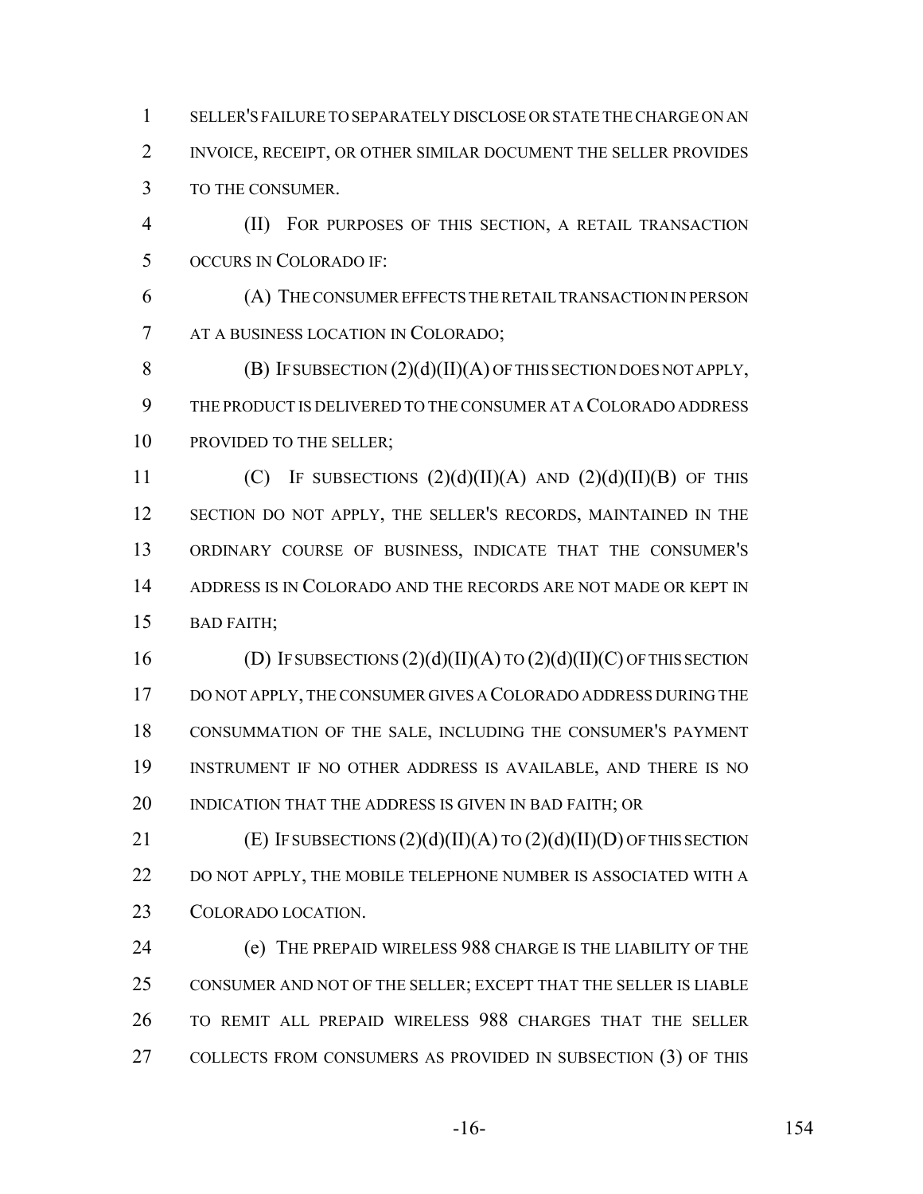SELLER'S FAILURE TO SEPARATELY DISCLOSE OR STATE THE CHARGE ON AN INVOICE, RECEIPT, OR OTHER SIMILAR DOCUMENT THE SELLER PROVIDES TO THE CONSUMER.

(II) FOR PURPOSES OF THIS SECTION, A RETAIL TRANSACTION OCCURS IN COLORADO IF:

(A) THE CONSUMER EFFECTS THE RETAIL TRANSACTION IN PERSON AT A BUSINESS LOCATION IN COLORADO;

(B) IF SUBSECTION (2)(d)(II)(A) OF THIS SECTION DOES NOT APPLY, THE PRODUCT IS DELIVERED TO THE CONSUMER AT A COLORADO ADDRESS PROVIDED TO THE SELLER;

(C) IF SUBSECTIONS (2)(d)(II)(A) AND (2)(d)(II)(B) OF THIS SECTION DO NOT APPLY, THE SELLER'S RECORDS, MAINTAINED IN THE ORDINARY COURSE OF BUSINESS, INDICATE THAT THE CONSUMER'S ADDRESS IS IN COLORADO AND THE RECORDS ARE NOT MADE OR KEPT IN BAD FAITH;

(D) IF SUBSECTIONS (2)(d)(II)(A) TO (2)(d)(II)(C) OF THIS SECTION DO NOT APPLY, THE CONSUMER GIVES A COLORADO ADDRESS DURING THE CONSUMMATION OF THE SALE, INCLUDING THE CONSUMER'S PAYMENT INSTRUMENT IF NO OTHER ADDRESS IS AVAILABLE, AND THERE IS NO INDICATION THAT THE ADDRESS IS GIVEN IN BAD FAITH; OR

(E) IF SUBSECTIONS (2)(d)(II)(A) TO (2)(d)(II)(D) OF THIS SECTION DO NOT APPLY, THE MOBILE TELEPHONE NUMBER IS ASSOCIATED WITH A COLORADO LOCATION.

(e) THE PREPAID WIRELESS 988 CHARGE IS THE LIABILITY OF THE CONSUMER AND NOT OF THE SELLER; EXCEPT THAT THE SELLER IS LIABLE TO REMIT ALL PREPAID WIRELESS 988 CHARGES THAT THE SELLER COLLECTS FROM CONSUMERS AS PROVIDED IN SUBSECTION (3) OF THIS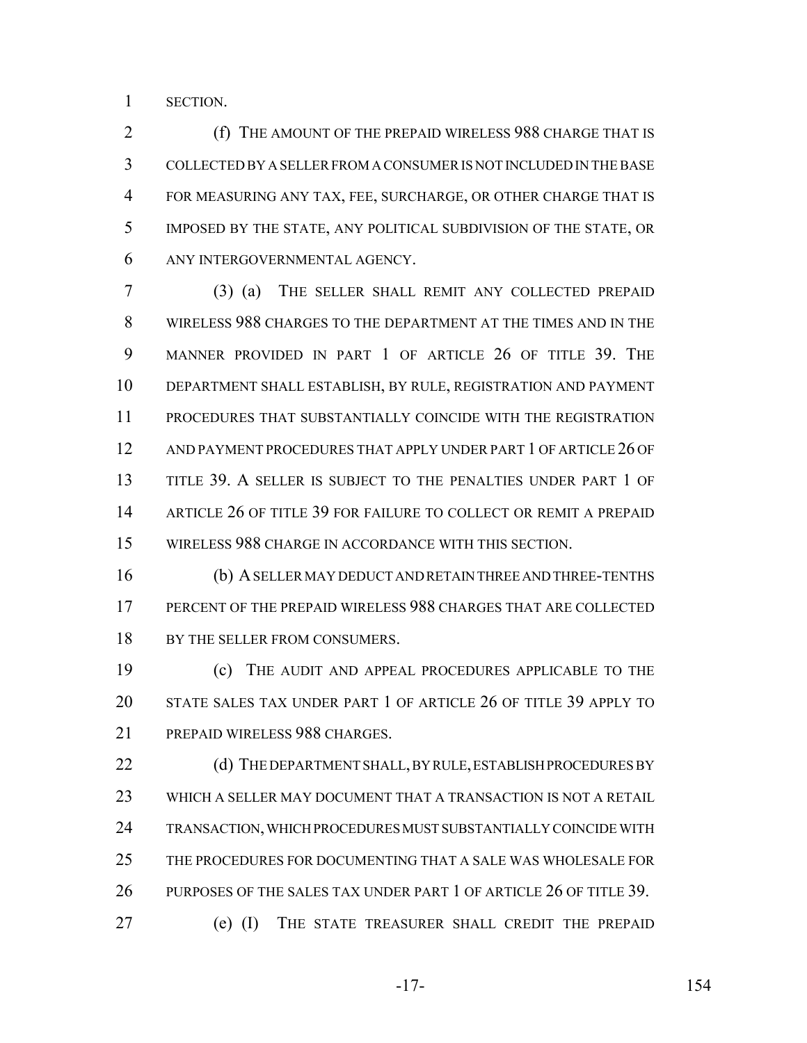SECTION.

(f) THE AMOUNT OF THE PREPAID WIRELESS 988 CHARGE THAT IS COLLECTED BY A SELLER FROM A CONSUMER IS NOT INCLUDED IN THE BASE FOR MEASURING ANY TAX, FEE, SURCHARGE, OR OTHER CHARGE THAT IS IMPOSED BY THE STATE, ANY POLITICAL SUBDIVISION OF THE STATE, OR ANY INTERGOVERNMENTAL AGENCY.

(3) (a) THE SELLER SHALL REMIT ANY COLLECTED PREPAID WIRELESS 988 CHARGES TO THE DEPARTMENT AT THE TIMES AND IN THE MANNER PROVIDED IN PART 1 OF ARTICLE 26 OF TITLE 39. THE DEPARTMENT SHALL ESTABLISH, BY RULE, REGISTRATION AND PAYMENT PROCEDURES THAT SUBSTANTIALLY COINCIDE WITH THE REGISTRATION AND PAYMENT PROCEDURES THAT APPLY UNDER PART 1 OF ARTICLE 26 OF TITLE 39. A SELLER IS SUBJECT TO THE PENALTIES UNDER PART 1 OF ARTICLE 26 OF TITLE 39 FOR FAILURE TO COLLECT OR REMIT A PREPAID WIRELESS 988 CHARGE IN ACCORDANCE WITH THIS SECTION.

(b) A SELLER MAY DEDUCT AND RETAIN THREE AND THREE-TENTHS PERCENT OF THE PREPAID WIRELESS 988 CHARGES THAT ARE COLLECTED BY THE SELLER FROM CONSUMERS.

(c) THE AUDIT AND APPEAL PROCEDURES APPLICABLE TO THE STATE SALES TAX UNDER PART 1 OF ARTICLE 26 OF TITLE 39 APPLY TO PREPAID WIRELESS 988 CHARGES.

(d) THE DEPARTMENT SHALL, BY RULE, ESTABLISH PROCEDURES BY WHICH A SELLER MAY DOCUMENT THAT A TRANSACTION IS NOT A RETAIL TRANSACTION, WHICH PROCEDURES MUST SUBSTANTIALLY COINCIDE WITH THE PROCEDURES FOR DOCUMENTING THAT A SALE WAS WHOLESALE FOR PURPOSES OF THE SALES TAX UNDER PART 1 OF ARTICLE 26 OF TITLE 39.

(e) (I) THE STATE TREASURER SHALL CREDIT THE PREPAID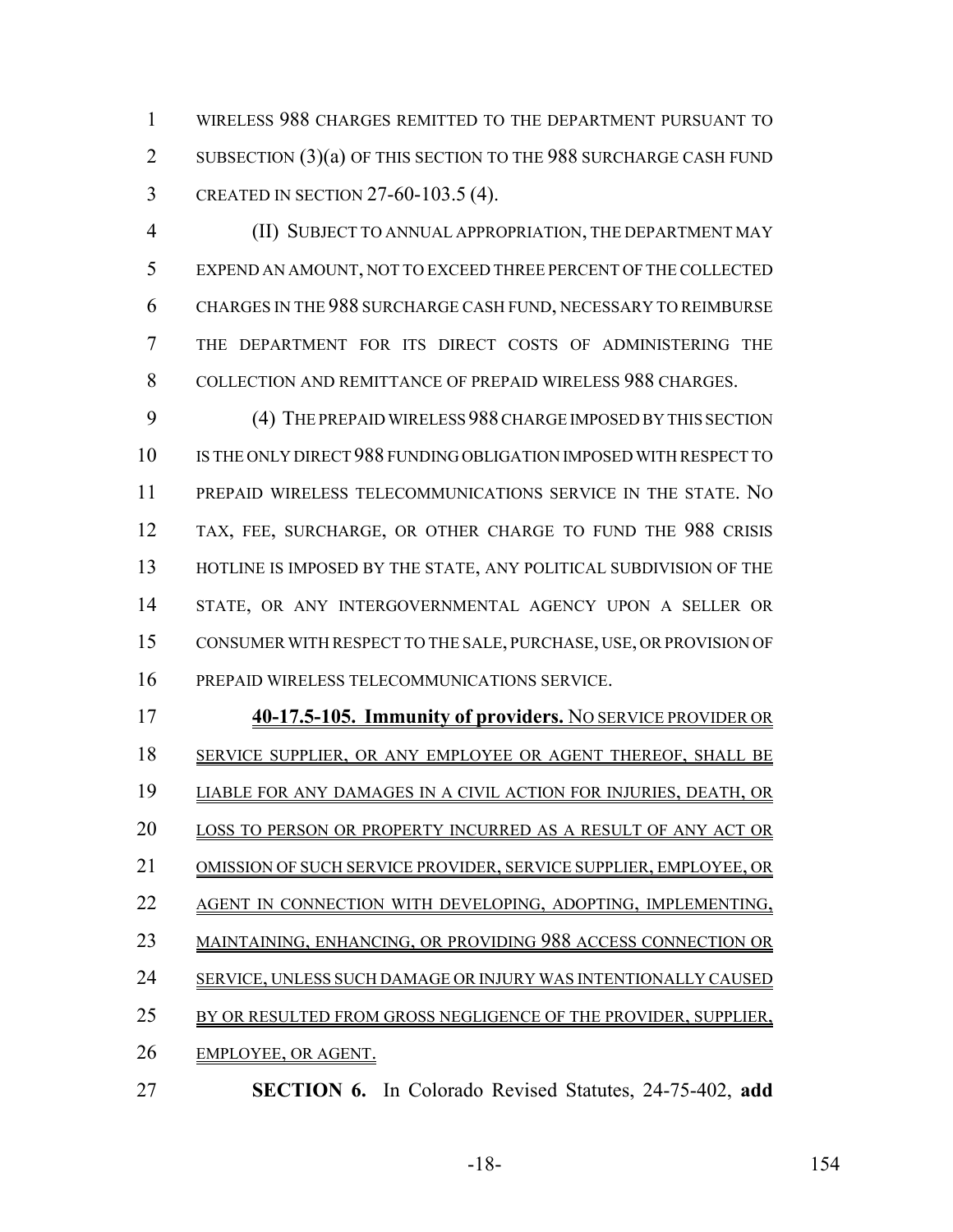WIRELESS 988 CHARGES REMITTED TO THE DEPARTMENT PURSUANT TO SUBSECTION (3)(a) OF THIS SECTION TO THE 988 SURCHARGE CASH FUND CREATED IN SECTION 27-60-103.5 (4).

(II) SUBJECT TO ANNUAL APPROPRIATION, THE DEPARTMENT MAY EXPEND AN AMOUNT, NOT TO EXCEED THREE PERCENT OF THE COLLECTED CHARGES IN THE 988 SURCHARGE CASH FUND, NECESSARY TO REIMBURSE THE DEPARTMENT FOR ITS DIRECT COSTS OF ADMINISTERING THE COLLECTION AND REMITTANCE OF PREPAID WIRELESS 988 CHARGES.

(4) THE PREPAID WIRELESS 988 CHARGE IMPOSED BY THIS SECTION IS THE ONLY DIRECT 988 FUNDING OBLIGATION IMPOSED WITH RESPECT TO PREPAID WIRELESS TELECOMMUNICATIONS SERVICE IN THE STATE. NO TAX, FEE, SURCHARGE, OR OTHER CHARGE TO FUND THE 988 CRISIS HOTLINE IS IMPOSED BY THE STATE, ANY POLITICAL SUBDIVISION OF THE STATE, OR ANY INTERGOVERNMENTAL AGENCY UPON A SELLER OR CONSUMER WITH RESPECT TO THE SALE, PURCHASE, USE, OR PROVISION OF PREPAID WIRELESS TELECOMMUNICATIONS SERVICE.

**40-17.5-105. Immunity of providers.** NO SERVICE PROVIDER OR SERVICE SUPPLIER, OR ANY EMPLOYEE OR AGENT THEREOF, SHALL BE LIABLE FOR ANY DAMAGES IN A CIVIL ACTION FOR INJURIES, DEATH, OR LOSS TO PERSON OR PROPERTY INCURRED AS A RESULT OF ANY ACT OR OMISSION OF SUCH SERVICE PROVIDER, SERVICE SUPPLIER, EMPLOYEE, OR AGENT IN CONNECTION WITH DEVELOPING, ADOPTING, IMPLEMENTING, MAINTAINING, ENHANCING, OR PROVIDING 988 ACCESS CONNECTION OR SERVICE, UNLESS SUCH DAMAGE OR INJURY WAS INTENTIONALLY CAUSED BY OR RESULTED FROM GROSS NEGLIGENCE OF THE PROVIDER, SUPPLIER, EMPLOYEE, OR AGENT.

**SECTION 6.** In Colorado Revised Statutes, 24-75-402, **add**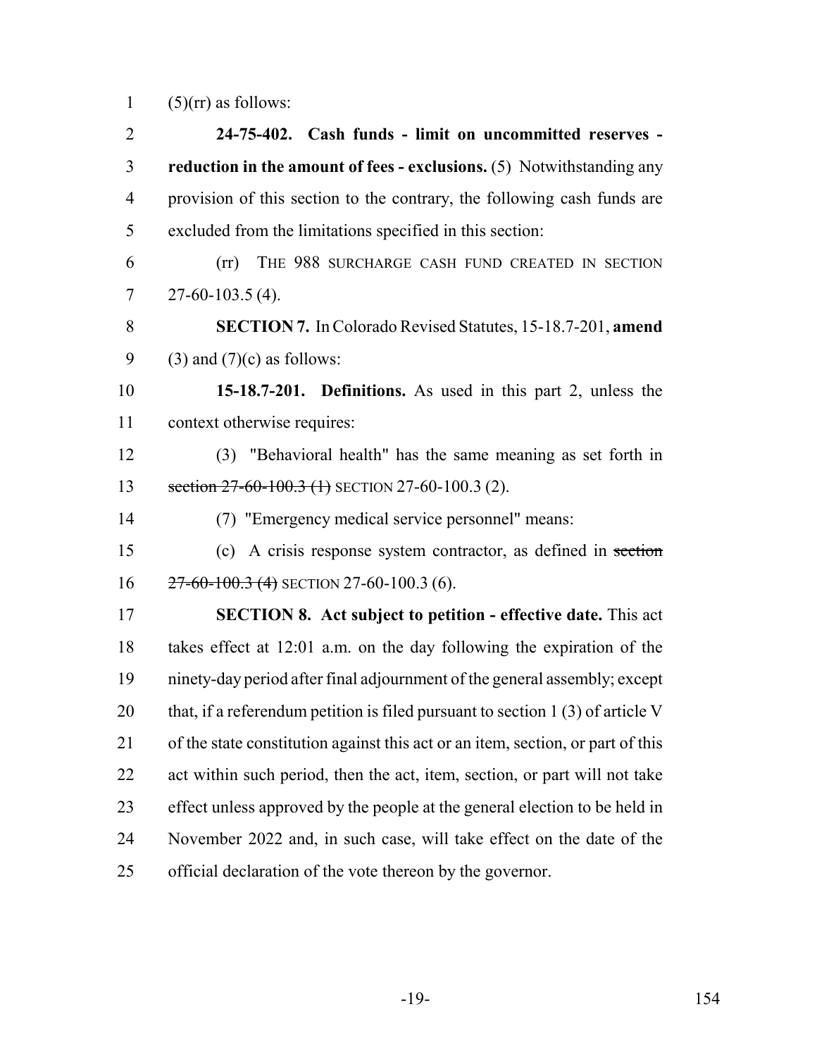(5)(rr) as follows:

**24-75-402. Cash funds - limit on uncommitted reserves - reduction in the amount of fees - exclusions.** (5) Notwithstanding any provision of this section to the contrary, the following cash funds are excluded from the limitations specified in this section:

(rr) THE 988 SURCHARGE CASH FUND CREATED IN SECTION 27-60-103.5 (4).

**SECTION 7.** In Colorado Revised Statutes, 15-18.7-201, **amend** (3) and (7)(c) as follows:

**15-18.7-201. Definitions.** As used in this part 2, unless the context otherwise requires:

(3) "Behavioral health" has the same meaning as set forth in ~~section 27-60-100.3 (1)~~ SECTION 27-60-100.3 (2).

(7) "Emergency medical service personnel" means:

(c) A crisis response system contractor, as defined in ~~section 27-60-100.3 (4)~~ SECTION 27-60-100.3 (6).

**SECTION 8. Act subject to petition - effective date.** This act takes effect at 12:01 a.m. on the day following the expiration of the ninety-day period after final adjournment of the general assembly; except that, if a referendum petition is filed pursuant to section 1 (3) of article V of the state constitution against this act or an item, section, or part of this act within such period, then the act, item, section, or part will not take effect unless approved by the people at the general election to be held in November 2022 and, in such case, will take effect on the date of the official declaration of the vote thereon by the governor.